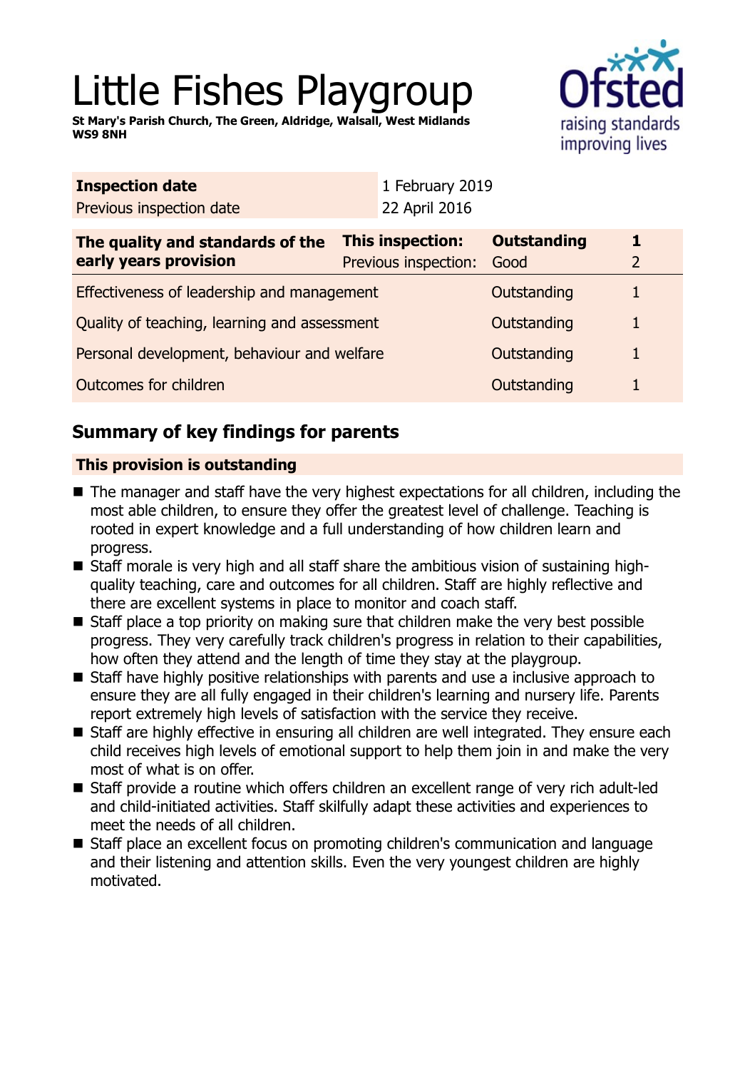# Little Fishes Playgroup

**St Mary's Parish Church, The Green, Aldridge, Walsall, West Midlands WS9 8NH**

| **Inspection date** | 1 February 2019 |
| --- | --- |
| Previous inspection date | 22 April 2016 |

| **The quality and standards of the early years provision** | **This inspection:** | **Outstanding** | **1** |
| --- | --- | --- | --- |
| | Previous inspection: | Good | 2 |
| Effectiveness of leadership and management | | Outstanding | 1 |
| Quality of teaching, learning and assessment | | Outstanding | 1 |
| Personal development, behaviour and welfare | | Outstanding | 1 |
| Outcomes for children | | Outstanding | 1 |

## Summary of key findings for parents

### This provision is outstanding

- The manager and staff have the very highest expectations for all children, including the most able children, to ensure they offer the greatest level of challenge. Teaching is rooted in expert knowledge and a full understanding of how children learn and progress.
- Staff morale is very high and all staff share the ambitious vision of sustaining high-quality teaching, care and outcomes for all children. Staff are highly reflective and there are excellent systems in place to monitor and coach staff.
- Staff place a top priority on making sure that children make the very best possible progress. They very carefully track children's progress in relation to their capabilities, how often they attend and the length of time they stay at the playgroup.
- Staff have highly positive relationships with parents and use a inclusive approach to ensure they are all fully engaged in their children's learning and nursery life. Parents report extremely high levels of satisfaction with the service they receive.
- Staff are highly effective in ensuring all children are well integrated. They ensure each child receives high levels of emotional support to help them join in and make the very most of what is on offer.
- Staff provide a routine which offers children an excellent range of very rich adult-led and child-initiated activities. Staff skilfully adapt these activities and experiences to meet the needs of all children.
- Staff place an excellent focus on promoting children's communication and language and their listening and attention skills. Even the very youngest children are highly motivated.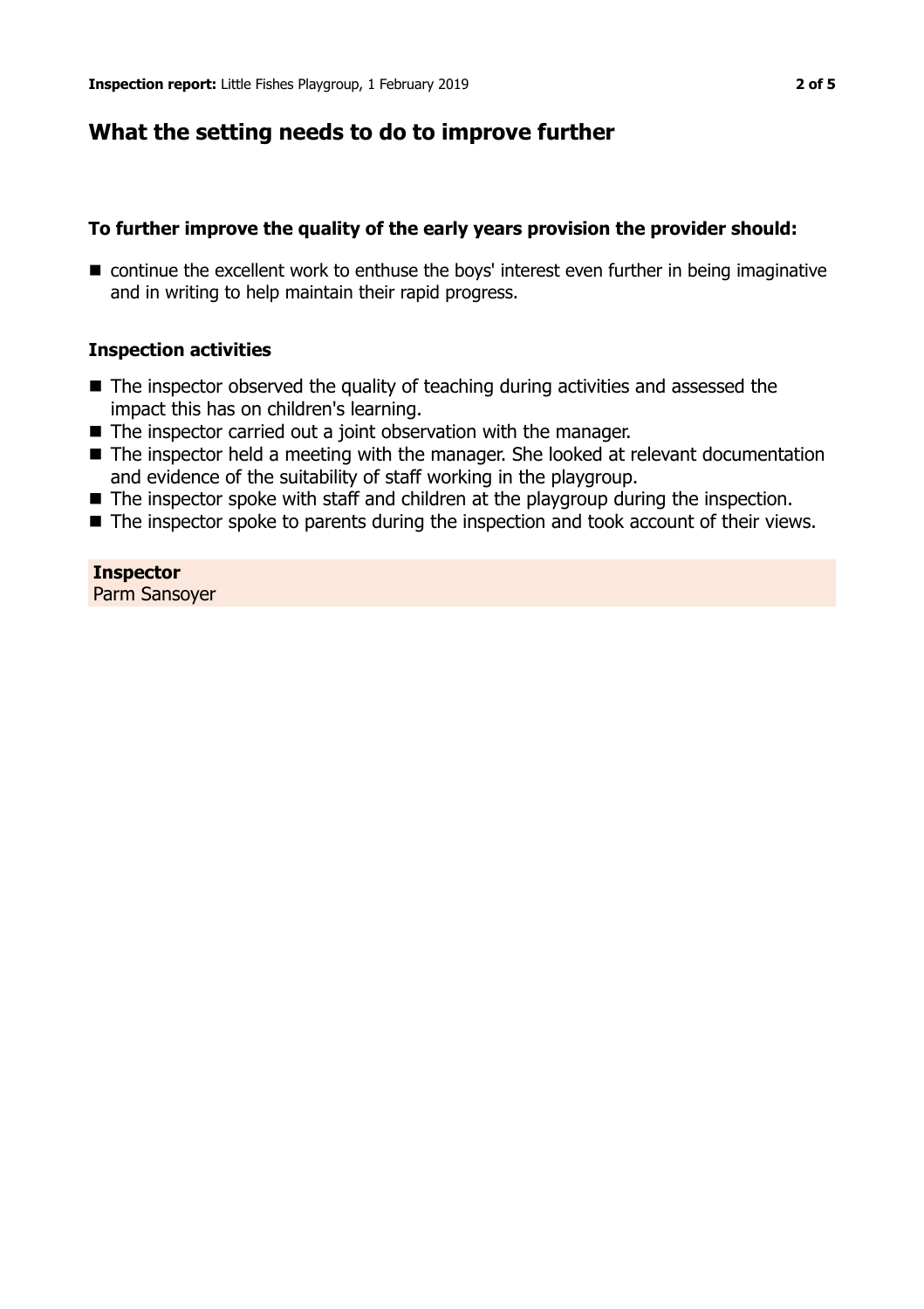## What the setting needs to do to improve further

### To further improve the quality of the early years provision the provider should:

- continue the excellent work to enthuse the boys' interest even further in being imaginative and in writing to help maintain their rapid progress.

### Inspection activities

- The inspector observed the quality of teaching during activities and assessed the impact this has on children's learning.
- The inspector carried out a joint observation with the manager.
- The inspector held a meeting with the manager. She looked at relevant documentation and evidence of the suitability of staff working in the playgroup.
- The inspector spoke with staff and children at the playgroup during the inspection.
- The inspector spoke to parents during the inspection and took account of their views.

**Inspector**
Parm Sansoyer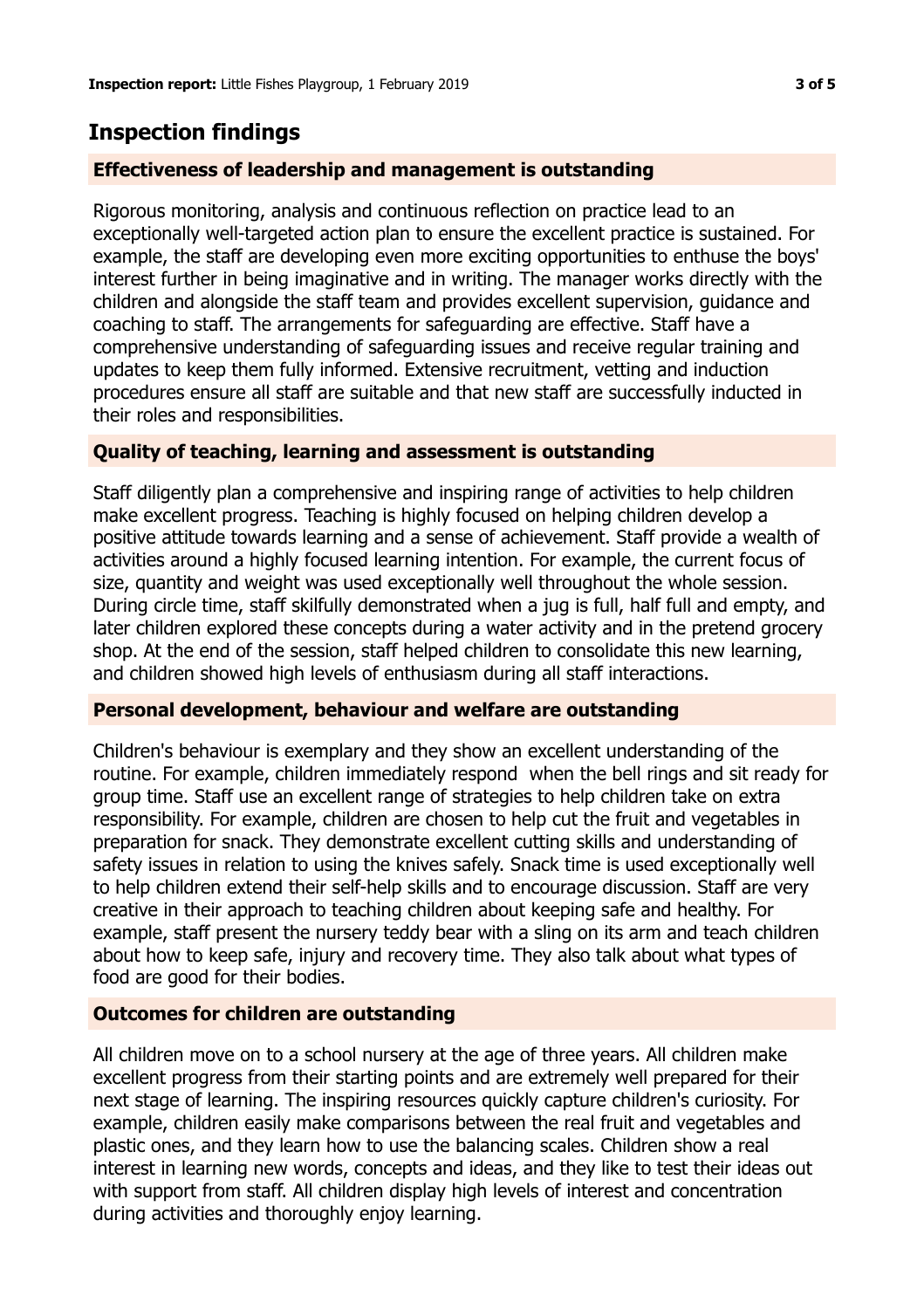## Inspection findings

### Effectiveness of leadership and management is outstanding

Rigorous monitoring, analysis and continuous reflection on practice lead to an exceptionally well-targeted action plan to ensure the excellent practice is sustained. For example, the staff are developing even more exciting opportunities to enthuse the boys' interest further in being imaginative and in writing. The manager works directly with the children and alongside the staff team and provides excellent supervision, guidance and coaching to staff. The arrangements for safeguarding are effective. Staff have a comprehensive understanding of safeguarding issues and receive regular training and updates to keep them fully informed. Extensive recruitment, vetting and induction procedures ensure all staff are suitable and that new staff are successfully inducted in their roles and responsibilities.

### Quality of teaching, learning and assessment is outstanding

Staff diligently plan a comprehensive and inspiring range of activities to help children make excellent progress. Teaching is highly focused on helping children develop a positive attitude towards learning and a sense of achievement. Staff provide a wealth of activities around a highly focused learning intention. For example, the current focus of size, quantity and weight was used exceptionally well throughout the whole session. During circle time, staff skilfully demonstrated when a jug is full, half full and empty, and later children explored these concepts during a water activity and in the pretend grocery shop. At the end of the session, staff helped children to consolidate this new learning, and children showed high levels of enthusiasm during all staff interactions.

### Personal development, behaviour and welfare are outstanding

Children's behaviour is exemplary and they show an excellent understanding of the routine. For example, children immediately respond when the bell rings and sit ready for group time. Staff use an excellent range of strategies to help children take on extra responsibility. For example, children are chosen to help cut the fruit and vegetables in preparation for snack. They demonstrate excellent cutting skills and understanding of safety issues in relation to using the knives safely. Snack time is used exceptionally well to help children extend their self-help skills and to encourage discussion. Staff are very creative in their approach to teaching children about keeping safe and healthy. For example, staff present the nursery teddy bear with a sling on its arm and teach children about how to keep safe, injury and recovery time. They also talk about what types of food are good for their bodies.

### Outcomes for children are outstanding

All children move on to a school nursery at the age of three years. All children make excellent progress from their starting points and are extremely well prepared for their next stage of learning. The inspiring resources quickly capture children's curiosity. For example, children easily make comparisons between the real fruit and vegetables and plastic ones, and they learn how to use the balancing scales. Children show a real interest in learning new words, concepts and ideas, and they like to test their ideas out with support from staff. All children display high levels of interest and concentration during activities and thoroughly enjoy learning.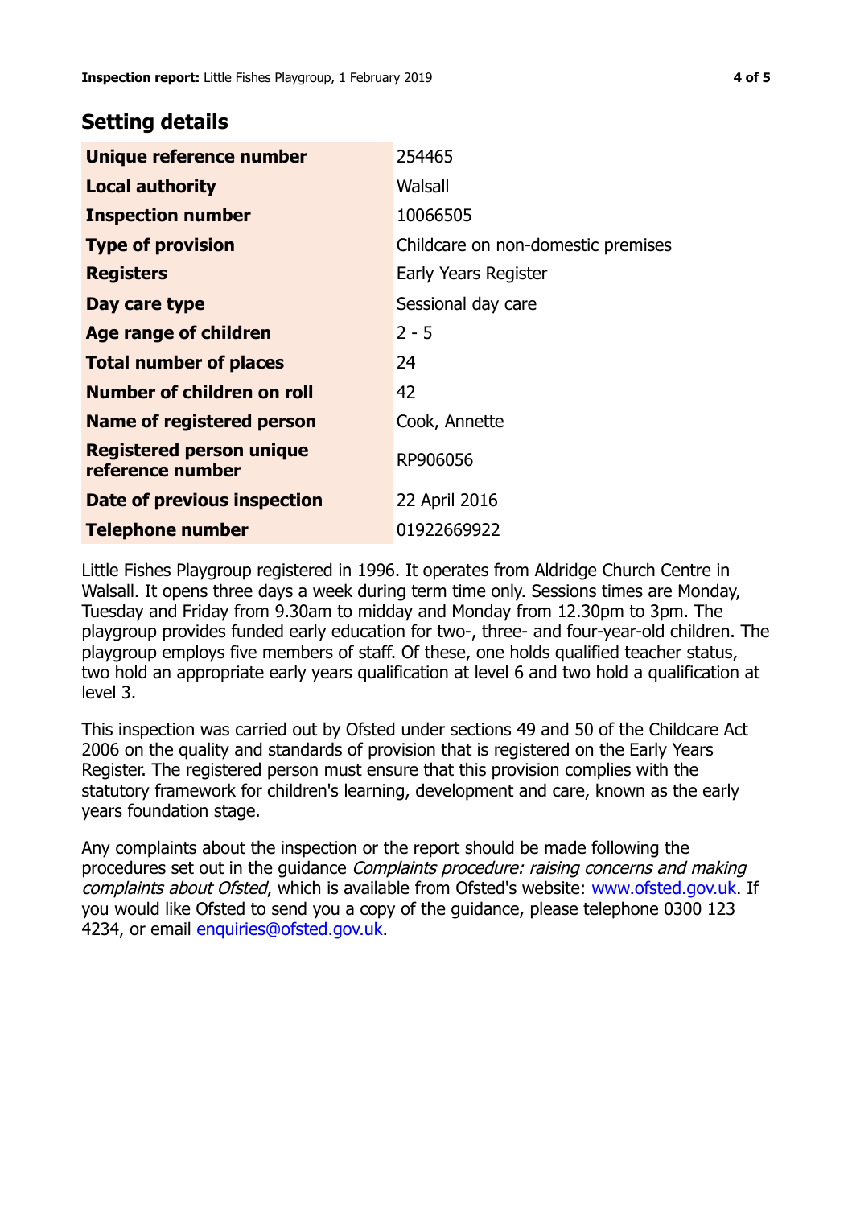## Setting details

| | |
|---|---|
| **Unique reference number** | 254465 |
| **Local authority** | Walsall |
| **Inspection number** | 10066505 |
| **Type of provision** | Childcare on non-domestic premises |
| **Registers** | Early Years Register |
| **Day care type** | Sessional day care |
| **Age range of children** | 2 - 5 |
| **Total number of places** | 24 |
| **Number of children on roll** | 42 |
| **Name of registered person** | Cook, Annette |
| **Registered person unique reference number** | RP906056 |
| **Date of previous inspection** | 22 April 2016 |
| **Telephone number** | 01922669922 |

Little Fishes Playgroup registered in 1996. It operates from Aldridge Church Centre in Walsall. It opens three days a week during term time only. Sessions times are Monday, Tuesday and Friday from 9.30am to midday and Monday from 12.30pm to 3pm. The playgroup provides funded early education for two-, three- and four-year-old children. The playgroup employs five members of staff. Of these, one holds qualified teacher status, two hold an appropriate early years qualification at level 6 and two hold a qualification at level 3.

This inspection was carried out by Ofsted under sections 49 and 50 of the Childcare Act 2006 on the quality and standards of provision that is registered on the Early Years Register. The registered person must ensure that this provision complies with the statutory framework for children's learning, development and care, known as the early years foundation stage.

Any complaints about the inspection or the report should be made following the procedures set out in the guidance *Complaints procedure: raising concerns and making complaints about Ofsted*, which is available from Ofsted's website: www.ofsted.gov.uk. If you would like Ofsted to send you a copy of the guidance, please telephone 0300 123 4234, or email enquiries@ofsted.gov.uk.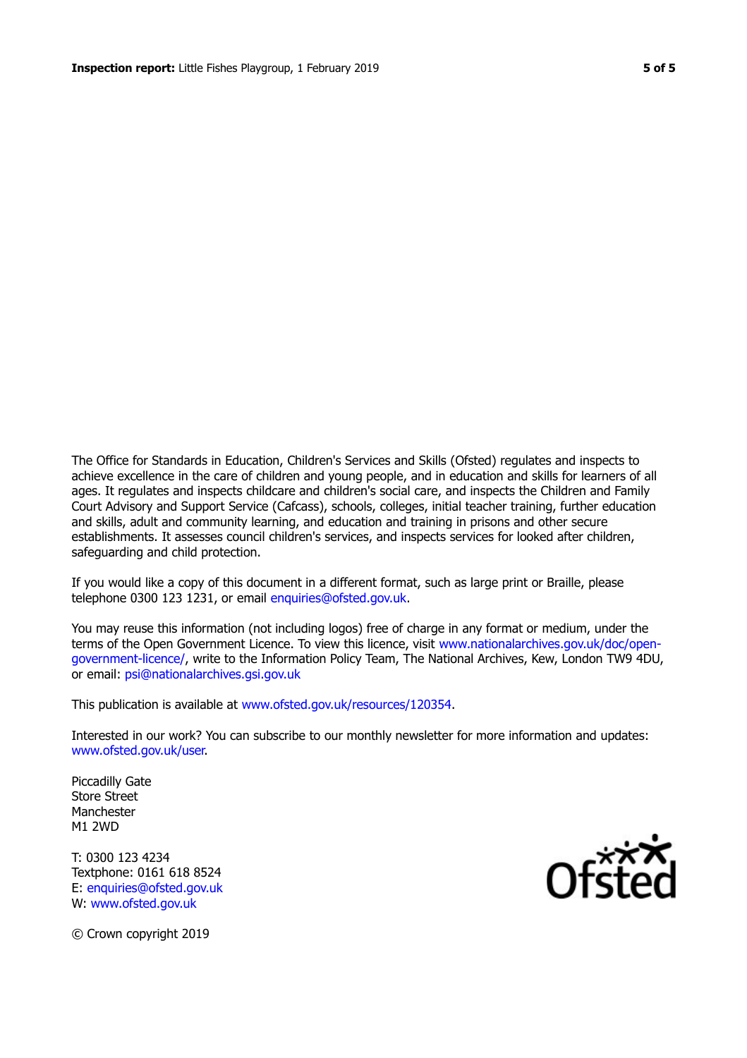The Office for Standards in Education, Children's Services and Skills (Ofsted) regulates and inspects to achieve excellence in the care of children and young people, and in education and skills for learners of all ages. It regulates and inspects childcare and children's social care, and inspects the Children and Family Court Advisory and Support Service (Cafcass), schools, colleges, initial teacher training, further education and skills, adult and community learning, and education and training in prisons and other secure establishments. It assesses council children's services, and inspects services for looked after children, safeguarding and child protection.

If you would like a copy of this document in a different format, such as large print or Braille, please telephone 0300 123 1231, or email enquiries@ofsted.gov.uk.

You may reuse this information (not including logos) free of charge in any format or medium, under the terms of the Open Government Licence. To view this licence, visit www.nationalarchives.gov.uk/doc/open-government-licence/, write to the Information Policy Team, The National Archives, Kew, London TW9 4DU, or email: psi@nationalarchives.gsi.gov.uk

This publication is available at www.ofsted.gov.uk/resources/120354.

Interested in our work? You can subscribe to our monthly newsletter for more information and updates: www.ofsted.gov.uk/user.

Piccadilly Gate
Store Street
Manchester
M1 2WD

T: 0300 123 4234
Textphone: 0161 618 8524
E: enquiries@ofsted.gov.uk
W: www.ofsted.gov.uk

© Crown copyright 2019